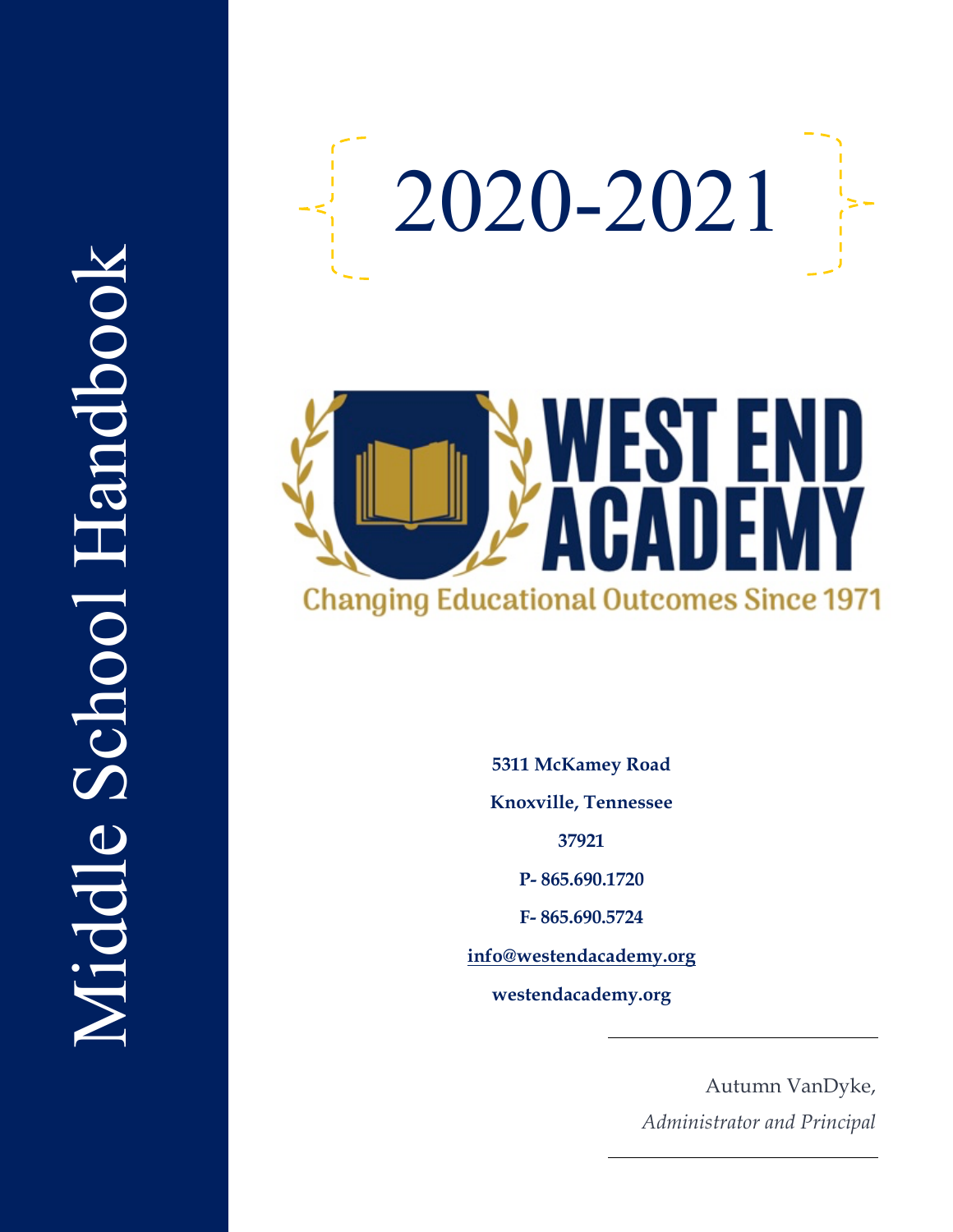# Middle School Handbook

# 2020-2021

# WEST END ACADEMY

Changing Educational Outcomes Since 1971

**5311 McKamey Road**

**Knoxville, Tennessee**

**37921**

**P- 865.690.1720**

**F- 865.690.5724**

**info@westendacademy.org**

**westendacademy.org**

Autumn VanDyke,

*Administrator and Principal*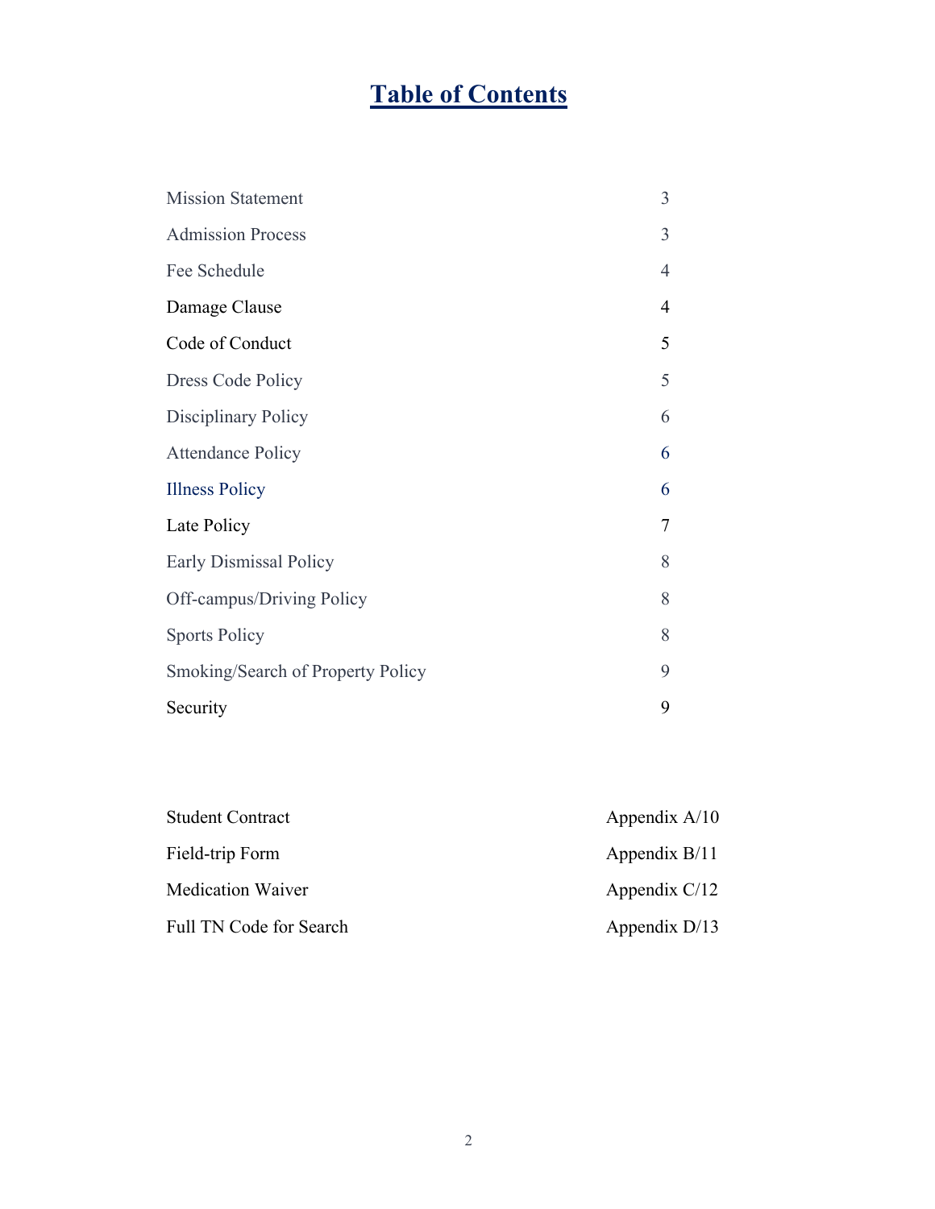# Table of Contents

| | |
|---|---|
| Mission Statement | 3 |
| Admission Process | 3 |
| Fee Schedule | 4 |
| Damage Clause | 4 |
| Code of Conduct | 5 |
| Dress Code Policy | 5 |
| Disciplinary Policy | 6 |
| Attendance Policy | 6 |
| Illness Policy | 6 |
| Late Policy | 7 |
| Early Dismissal Policy | 8 |
| Off-campus/Driving Policy | 8 |
| Sports Policy | 8 |
| Smoking/Search of Property Policy | 9 |
| Security | 9 |

| | |
|---|---|
| Student Contract | Appendix A/10 |
| Field-trip Form | Appendix B/11 |
| Medication Waiver | Appendix C/12 |
| Full TN Code for Search | Appendix D/13 |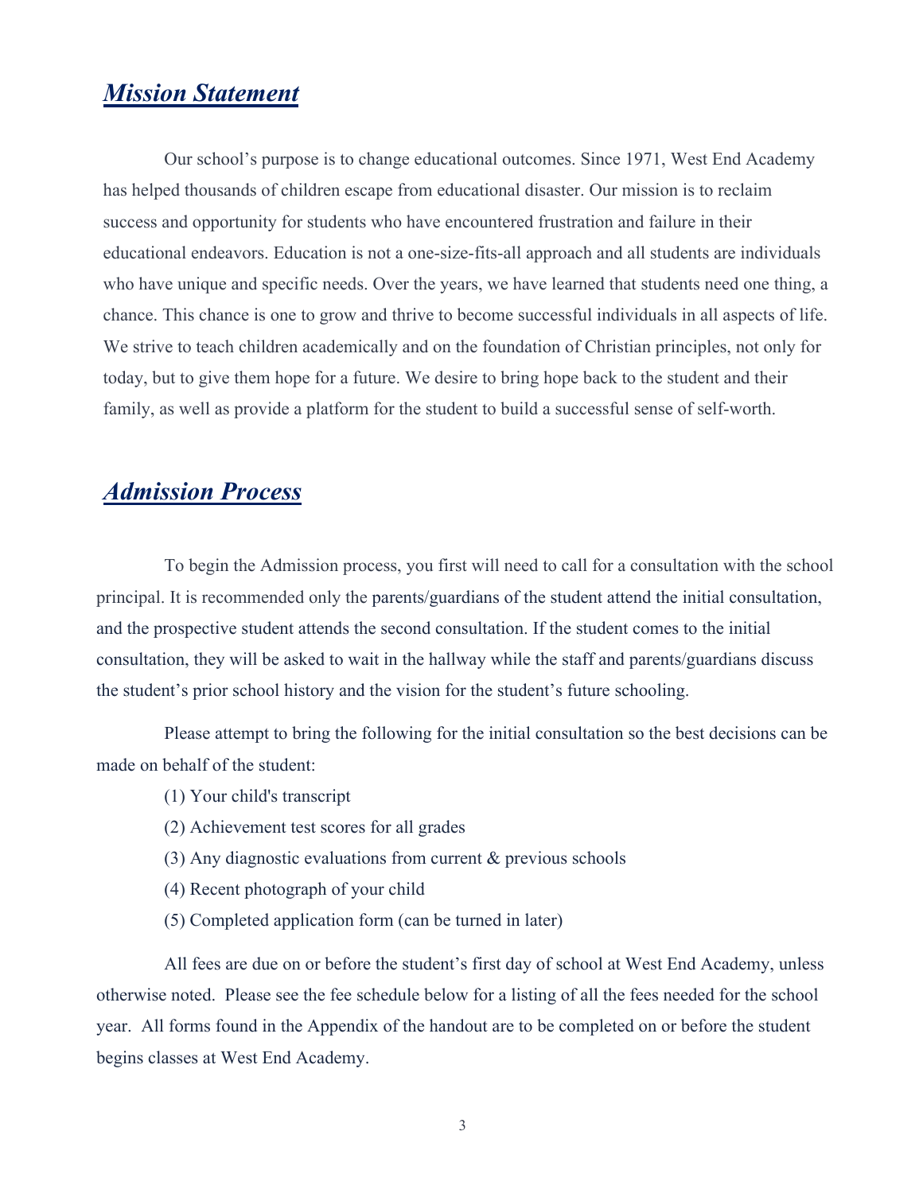## ***Mission Statement***

Our school's purpose is to change educational outcomes. Since 1971, West End Academy has helped thousands of children escape from educational disaster. Our mission is to reclaim success and opportunity for students who have encountered frustration and failure in their educational endeavors. Education is not a one-size-fits-all approach and all students are individuals who have unique and specific needs. Over the years, we have learned that students need one thing, a chance. This chance is one to grow and thrive to become successful individuals in all aspects of life. We strive to teach children academically and on the foundation of Christian principles, not only for today, but to give them hope for a future. We desire to bring hope back to the student and their family, as well as provide a platform for the student to build a successful sense of self-worth.

## ***Admission Process***

To begin the Admission process, you first will need to call for a consultation with the school principal. It is recommended only the parents/guardians of the student attend the initial consultation, and the prospective student attends the second consultation. If the student comes to the initial consultation, they will be asked to wait in the hallway while the staff and parents/guardians discuss the student's prior school history and the vision for the student's future schooling.

Please attempt to bring the following for the initial consultation so the best decisions can be made on behalf of the student:

(1) Your child's transcript

(2) Achievement test scores for all grades

(3) Any diagnostic evaluations from current & previous schools

(4) Recent photograph of your child

(5) Completed application form (can be turned in later)

All fees are due on or before the student's first day of school at West End Academy, unless otherwise noted. Please see the fee schedule below for a listing of all the fees needed for the school year. All forms found in the Appendix of the handout are to be completed on or before the student begins classes at West End Academy.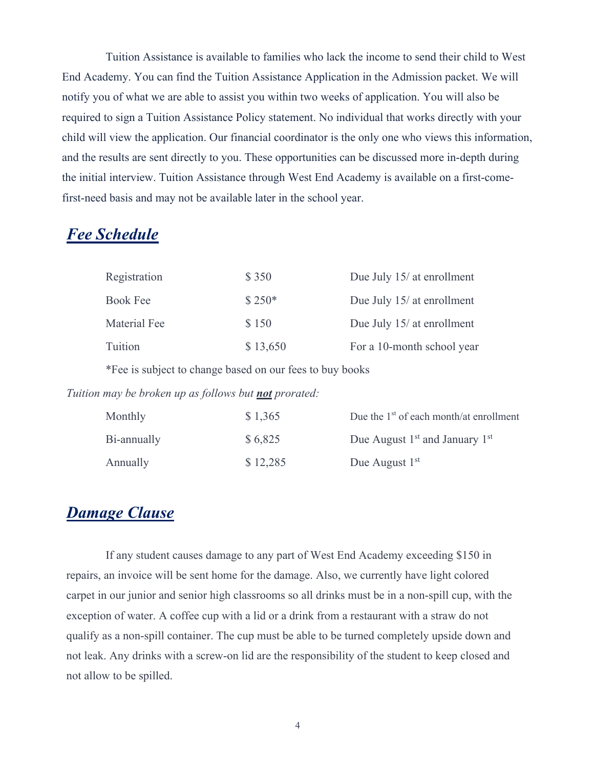Tuition Assistance is available to families who lack the income to send their child to West End Academy. You can find the Tuition Assistance Application in the Admission packet. We will notify you of what we are able to assist you within two weeks of application. You will also be required to sign a Tuition Assistance Policy statement. No individual that works directly with your child will view the application. Our financial coordinator is the only one who views this information, and the results are sent directly to you. These opportunities can be discussed more in-depth during the initial interview. Tuition Assistance through West End Academy is available on a first-come-first-need basis and may not be available later in the school year.

## ***Fee Schedule***

| | | |
|---|---|---|
| Registration | $ 350 | Due July 15/ at enrollment |
| Book Fee | $ 250* | Due July 15/ at enrollment |
| Material Fee | $ 150 | Due July 15/ at enrollment |
| Tuition | $ 13,650 | For a 10-month school year |

*Fee is subject to change based on our fees to buy books

*Tuition may be broken up as follows but **not** prorated:*

| | | |
|---|---|---|
| Monthly | $ 1,365 | Due the 1st of each month/at enrollment |
| Bi-annually | $ 6,825 | Due August 1st and January 1st |
| Annually | $ 12,285 | Due August 1st |

## ***Damage Clause***

If any student causes damage to any part of West End Academy exceeding $150 in repairs, an invoice will be sent home for the damage. Also, we currently have light colored carpet in our junior and senior high classrooms so all drinks must be in a non-spill cup, with the exception of water. A coffee cup with a lid or a drink from a restaurant with a straw do not qualify as a non-spill container. The cup must be able to be turned completely upside down and not leak. Any drinks with a screw-on lid are the responsibility of the student to keep closed and not allow to be spilled.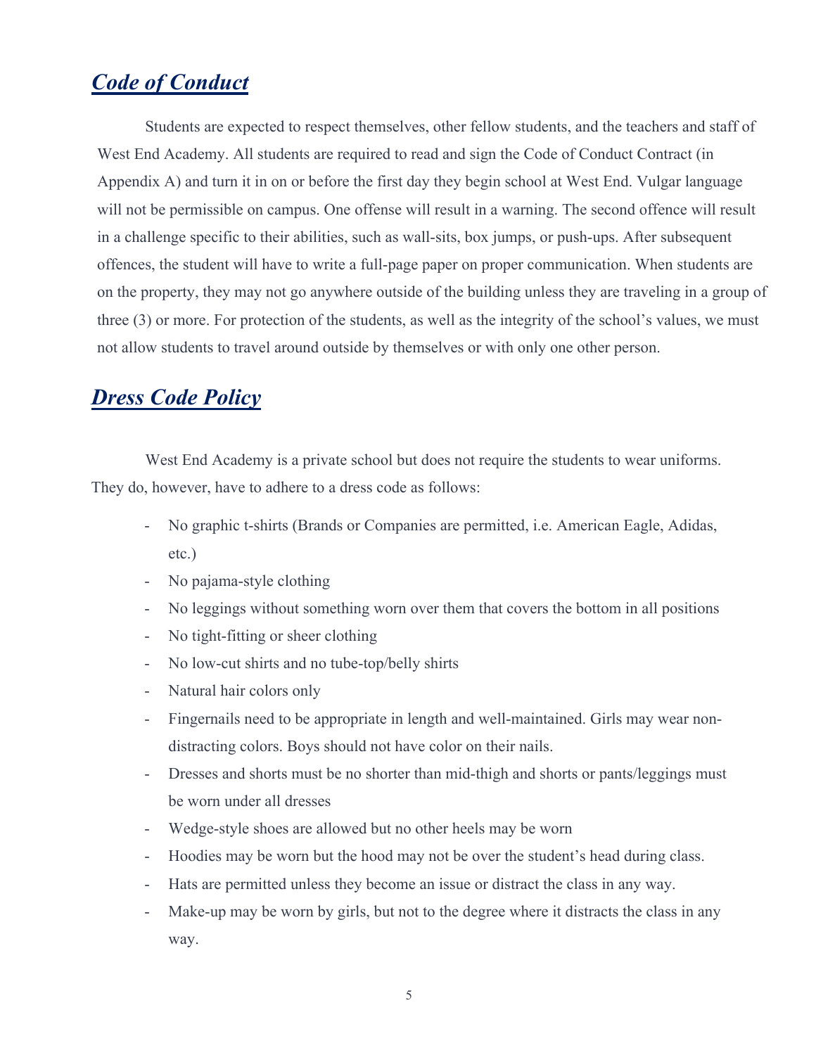## ***Code of Conduct***

Students are expected to respect themselves, other fellow students, and the teachers and staff of West End Academy. All students are required to read and sign the Code of Conduct Contract (in Appendix A) and turn it in on or before the first day they begin school at West End. Vulgar language will not be permissible on campus. One offense will result in a warning. The second offence will result in a challenge specific to their abilities, such as wall-sits, box jumps, or push-ups. After subsequent offences, the student will have to write a full-page paper on proper communication. When students are on the property, they may not go anywhere outside of the building unless they are traveling in a group of three (3) or more. For protection of the students, as well as the integrity of the school's values, we must not allow students to travel around outside by themselves or with only one other person.

## ***Dress Code Policy***

West End Academy is a private school but does not require the students to wear uniforms. They do, however, have to adhere to a dress code as follows:

- No graphic t-shirts (Brands or Companies are permitted, i.e. American Eagle, Adidas, etc.)
- No pajama-style clothing
- No leggings without something worn over them that covers the bottom in all positions
- No tight-fitting or sheer clothing
- No low-cut shirts and no tube-top/belly shirts
- Natural hair colors only
- Fingernails need to be appropriate in length and well-maintained. Girls may wear non-distracting colors. Boys should not have color on their nails.
- Dresses and shorts must be no shorter than mid-thigh and shorts or pants/leggings must be worn under all dresses
- Wedge-style shoes are allowed but no other heels may be worn
- Hoodies may be worn but the hood may not be over the student's head during class.
- Hats are permitted unless they become an issue or distract the class in any way.
- Make-up may be worn by girls, but not to the degree where it distracts the class in any way.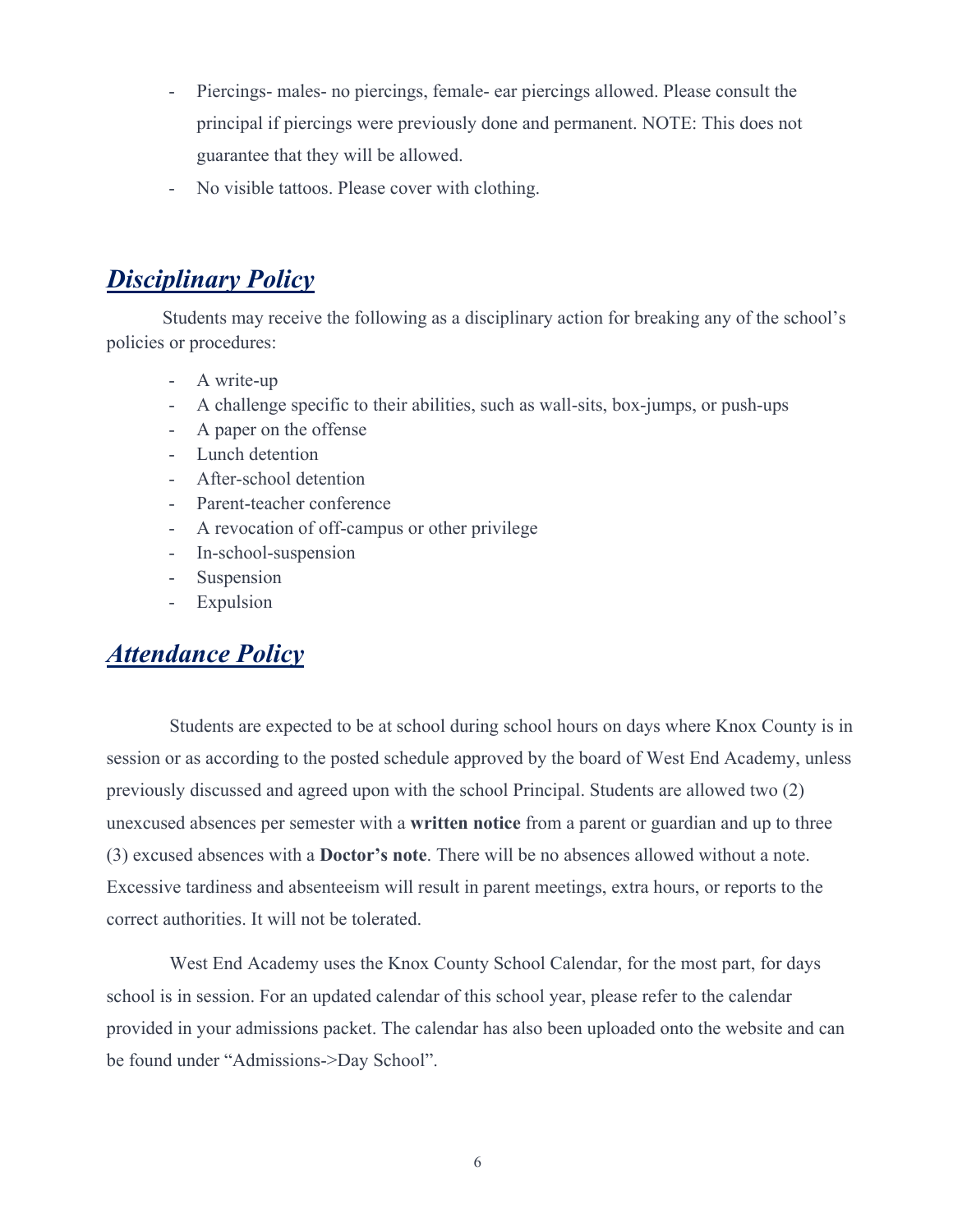- Piercings- males- no piercings, female- ear piercings allowed. Please consult the principal if piercings were previously done and permanent. NOTE: This does not guarantee that they will be allowed.
- No visible tattoos. Please cover with clothing.

## ***Disciplinary Policy***

Students may receive the following as a disciplinary action for breaking any of the school's policies or procedures:

- A write-up
- A challenge specific to their abilities, such as wall-sits, box-jumps, or push-ups
- A paper on the offense
- Lunch detention
- After-school detention
- Parent-teacher conference
- A revocation of off-campus or other privilege
- In-school-suspension
- Suspension
- Expulsion

## ***Attendance Policy***

Students are expected to be at school during school hours on days where Knox County is in session or as according to the posted schedule approved by the board of West End Academy, unless previously discussed and agreed upon with the school Principal. Students are allowed two (2) unexcused absences per semester with a **written notice** from a parent or guardian and up to three (3) excused absences with a **Doctor's note**. There will be no absences allowed without a note. Excessive tardiness and absenteeism will result in parent meetings, extra hours, or reports to the correct authorities. It will not be tolerated.

West End Academy uses the Knox County School Calendar, for the most part, for days school is in session. For an updated calendar of this school year, please refer to the calendar provided in your admissions packet. The calendar has also been uploaded onto the website and can be found under "Admissions->Day School".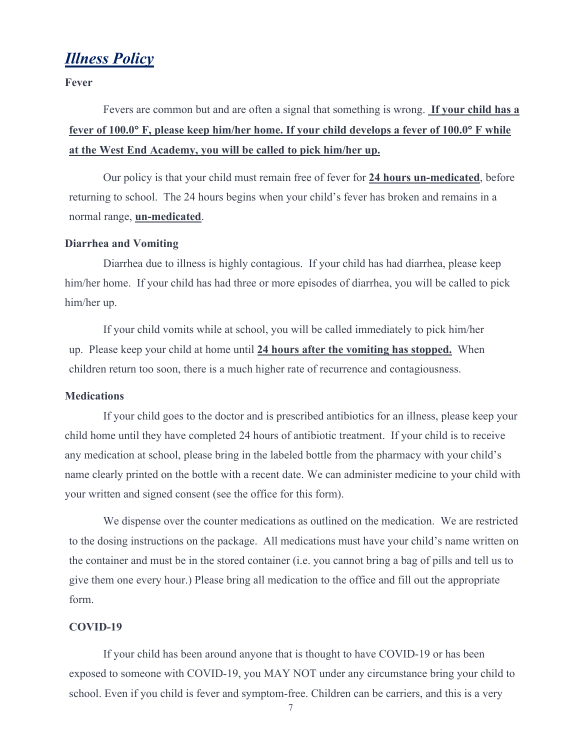## ***Illness Policy***

**Fever**

Fevers are common but and are often a signal that something is wrong. **If your child has a fever of 100.0° F, please keep him/her home. If your child develops a fever of 100.0° F while at the West End Academy, you will be called to pick him/her up.**

Our policy is that your child must remain free of fever for **24 hours un-medicated**, before returning to school. The 24 hours begins when your child's fever has broken and remains in a normal range, **un-medicated**.

**Diarrhea and Vomiting**

Diarrhea due to illness is highly contagious. If your child has had diarrhea, please keep him/her home. If your child has had three or more episodes of diarrhea, you will be called to pick him/her up.

If your child vomits while at school, you will be called immediately to pick him/her up. Please keep your child at home until **24 hours after the vomiting has stopped.** When children return too soon, there is a much higher rate of recurrence and contagiousness.

**Medications**

If your child goes to the doctor and is prescribed antibiotics for an illness, please keep your child home until they have completed 24 hours of antibiotic treatment. If your child is to receive any medication at school, please bring in the labeled bottle from the pharmacy with your child's name clearly printed on the bottle with a recent date. We can administer medicine to your child with your written and signed consent (see the office for this form).

We dispense over the counter medications as outlined on the medication. We are restricted to the dosing instructions on the package. All medications must have your child's name written on the container and must be in the stored container (i.e. you cannot bring a bag of pills and tell us to give them one every hour.) Please bring all medication to the office and fill out the appropriate form.

**COVID-19**

If your child has been around anyone that is thought to have COVID-19 or has been exposed to someone with COVID-19, you MAY NOT under any circumstance bring your child to school. Even if you child is fever and symptom-free. Children can be carriers, and this is a very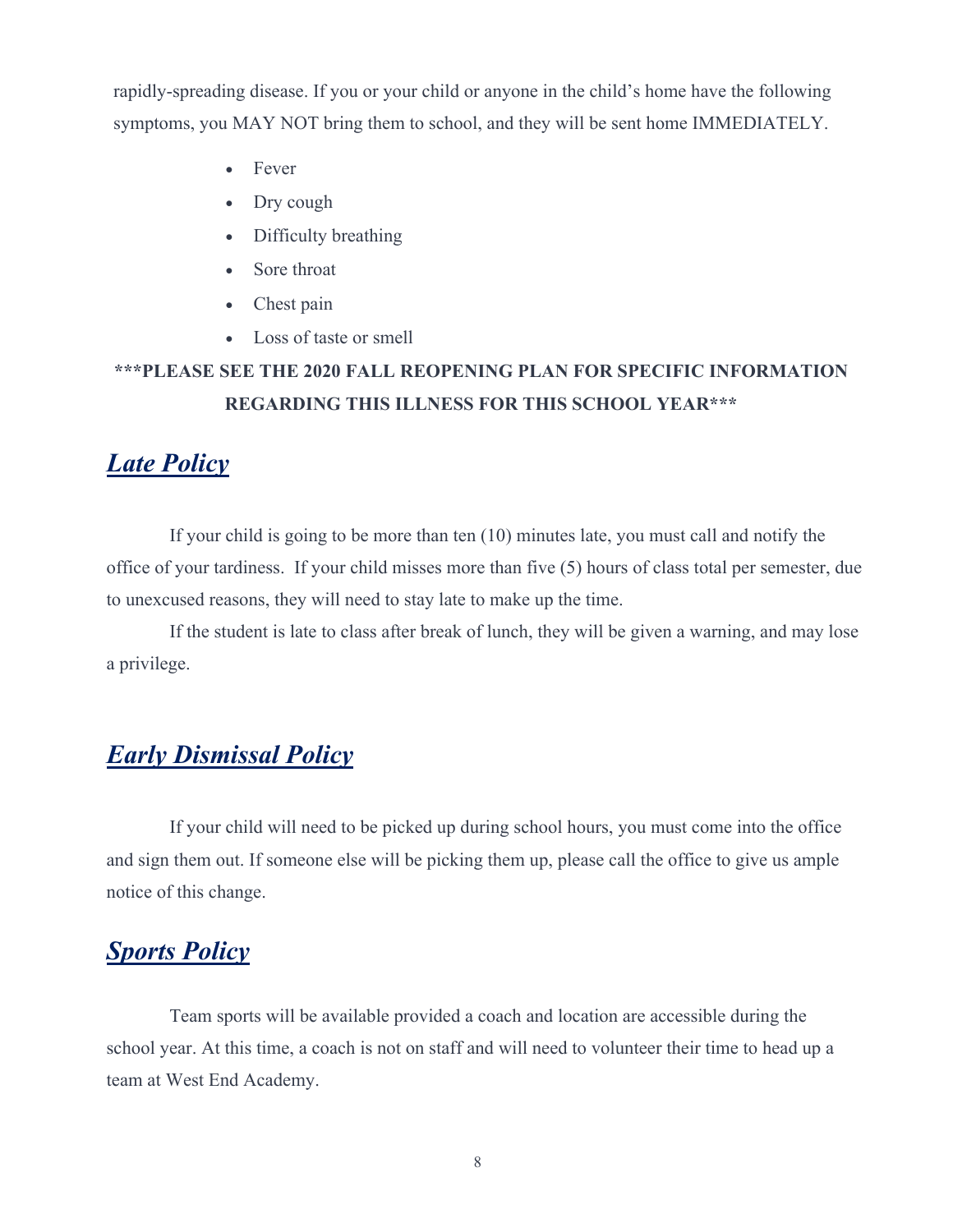rapidly-spreading disease. If you or your child or anyone in the child's home have the following symptoms, you MAY NOT bring them to school, and they will be sent home IMMEDIATELY.

- Fever
- Dry cough
- Difficulty breathing
- Sore throat
- Chest pain
- Loss of taste or smell

**\*\*\*PLEASE SEE THE 2020 FALL REOPENING PLAN FOR SPECIFIC INFORMATION REGARDING THIS ILLNESS FOR THIS SCHOOL YEAR\*\*\***

## ***Late Policy***

If your child is going to be more than ten (10) minutes late, you must call and notify the office of your tardiness. If your child misses more than five (5) hours of class total per semester, due to unexcused reasons, they will need to stay late to make up the time.

If the student is late to class after break of lunch, they will be given a warning, and may lose a privilege.

## ***Early Dismissal Policy***

If your child will need to be picked up during school hours, you must come into the office and sign them out. If someone else will be picking them up, please call the office to give us ample notice of this change.

## ***Sports Policy***

Team sports will be available provided a coach and location are accessible during the school year. At this time, a coach is not on staff and will need to volunteer their time to head up a team at West End Academy.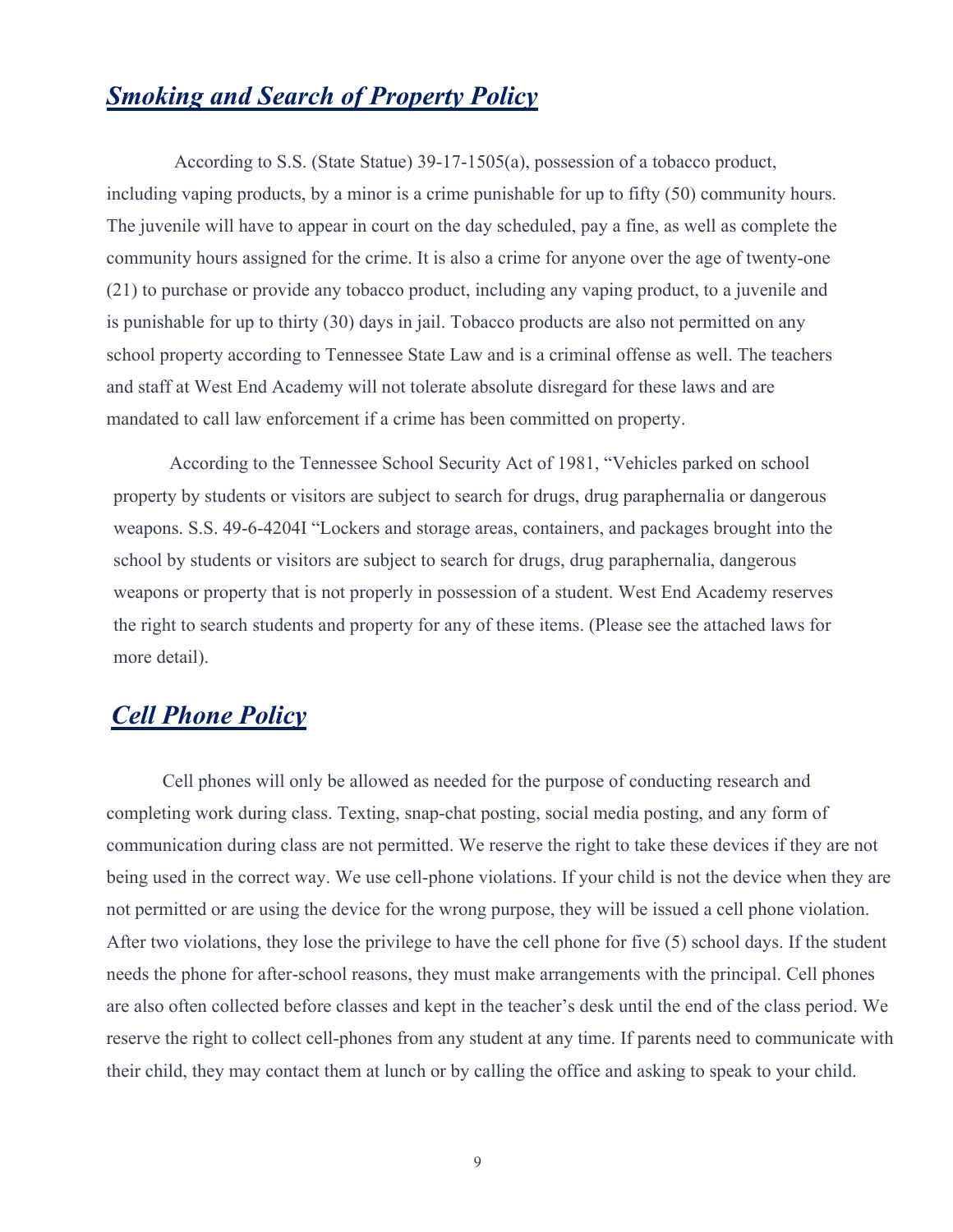## ***Smoking and Search of Property Policy***

According to S.S. (State Statue) 39-17-1505(a), possession of a tobacco product, including vaping products, by a minor is a crime punishable for up to fifty (50) community hours. The juvenile will have to appear in court on the day scheduled, pay a fine, as well as complete the community hours assigned for the crime. It is also a crime for anyone over the age of twenty-one (21) to purchase or provide any tobacco product, including any vaping product, to a juvenile and is punishable for up to thirty (30) days in jail. Tobacco products are also not permitted on any school property according to Tennessee State Law and is a criminal offense as well. The teachers and staff at West End Academy will not tolerate absolute disregard for these laws and are mandated to call law enforcement if a crime has been committed on property.

According to the Tennessee School Security Act of 1981, "Vehicles parked on school property by students or visitors are subject to search for drugs, drug paraphernalia or dangerous weapons. S.S. 49-6-4204I "Lockers and storage areas, containers, and packages brought into the school by students or visitors are subject to search for drugs, drug paraphernalia, dangerous weapons or property that is not properly in possession of a student. West End Academy reserves the right to search students and property for any of these items. (Please see the attached laws for more detail).

## ***Cell Phone Policy***

Cell phones will only be allowed as needed for the purpose of conducting research and completing work during class. Texting, snap-chat posting, social media posting, and any form of communication during class are not permitted. We reserve the right to take these devices if they are not being used in the correct way. We use cell-phone violations. If your child is not the device when they are not permitted or are using the device for the wrong purpose, they will be issued a cell phone violation. After two violations, they lose the privilege to have the cell phone for five (5) school days. If the student needs the phone for after-school reasons, they must make arrangements with the principal. Cell phones are also often collected before classes and kept in the teacher's desk until the end of the class period. We reserve the right to collect cell-phones from any student at any time. If parents need to communicate with their child, they may contact them at lunch or by calling the office and asking to speak to your child.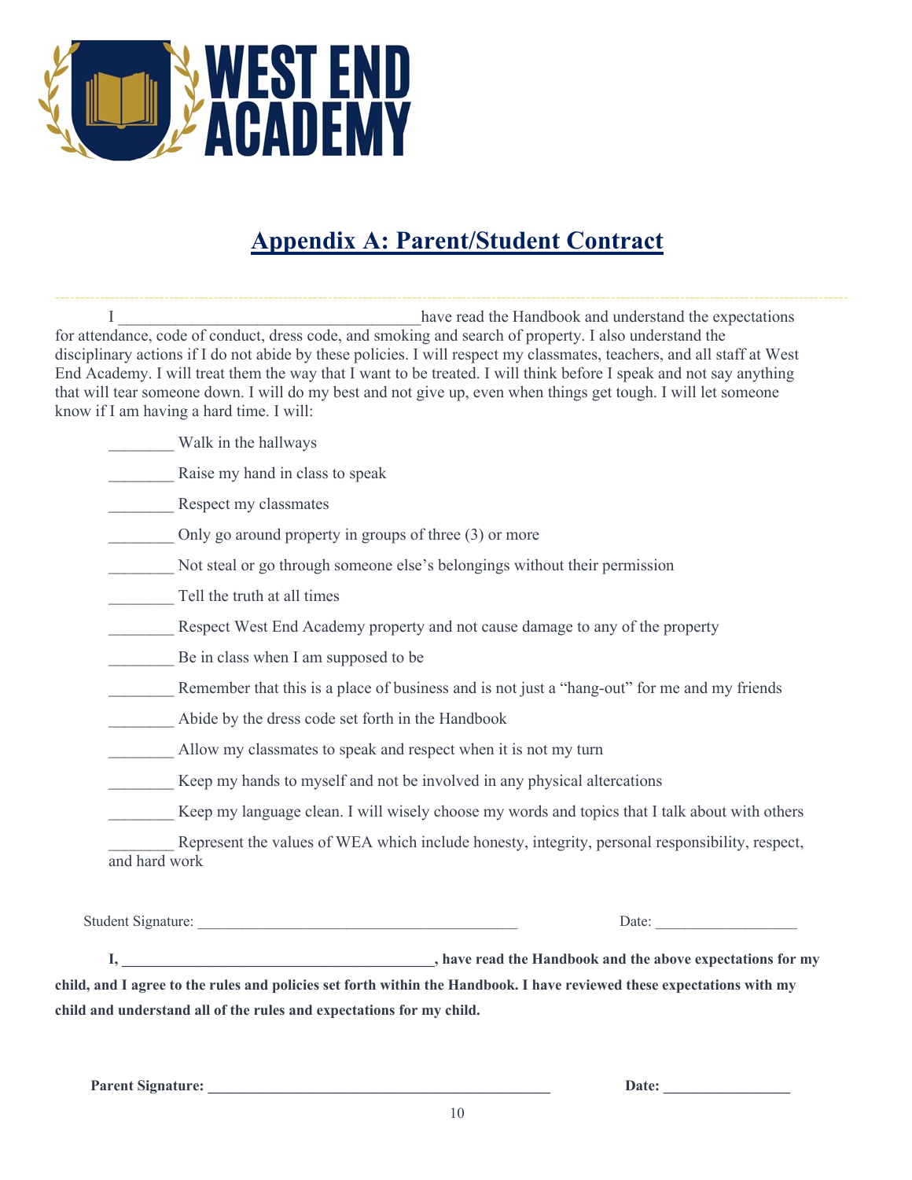# Appendix A: Parent/Student Contract

I _____________________________________ have read the Handbook and understand the expectations for attendance, code of conduct, dress code, and smoking and search of property. I also understand the disciplinary actions if I do not abide by these policies. I will respect my classmates, teachers, and all staff at West End Academy. I will treat them the way that I want to be treated. I will think before I speak and not say anything that will tear someone down. I will do my best and not give up, even when things get tough. I will let someone know if I am having a hard time. I will:

________ Walk in the hallways

________ Raise my hand in class to speak

________ Respect my classmates

________ Only go around property in groups of three (3) or more

________ Not steal or go through someone else's belongings without their permission

________ Tell the truth at all times

________ Respect West End Academy property and not cause damage to any of the property

________ Be in class when I am supposed to be

________ Remember that this is a place of business and is not just a "hang-out" for me and my friends

________ Abide by the dress code set forth in the Handbook

________ Allow my classmates to speak and respect when it is not my turn

________ Keep my hands to myself and not be involved in any physical altercations

________ Keep my language clean. I will wisely choose my words and topics that I talk about with others

________ Represent the values of WEA which include honesty, integrity, personal responsibility, respect, and hard work

Student Signature: ________________________________________ Date: __________________

**I, ________________________________________, have read the Handbook and the above expectations for my child, and I agree to the rules and policies set forth within the Handbook. I have reviewed these expectations with my child and understand all of the rules and expectations for my child.**

**Parent Signature: ________________________________________ Date: ________________**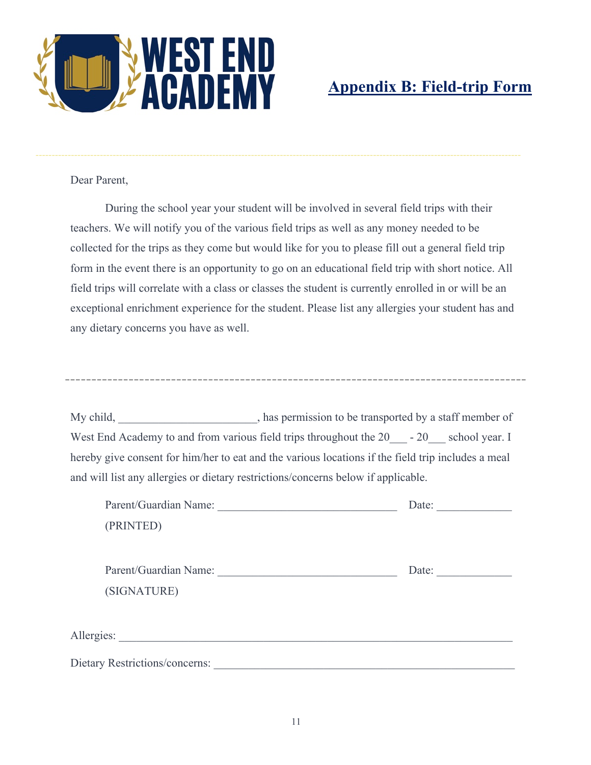WEST END ACADEMY

## Appendix B: Field-trip Form

Dear Parent,

During the school year your student will be involved in several field trips with their teachers. We will notify you of the various field trips as well as any money needed to be collected for the trips as they come but would like for you to please fill out a general field trip form in the event there is an opportunity to go on an educational field trip with short notice. All field trips will correlate with a class or classes the student is currently enrolled in or will be an exceptional enrichment experience for the student. Please list any allergies your student has and any dietary concerns you have as well.

---

My child, _______________________, has permission to be transported by a staff member of West End Academy to and from various field trips throughout the 20___ - 20___ school year. I hereby give consent for him/her to eat and the various locations if the field trip includes a meal and will list any allergies or dietary restrictions/concerns below if applicable.

Parent/Guardian Name: ______________________________ Date: ____________
(PRINTED)

Parent/Guardian Name: ______________________________ Date: ____________
(SIGNATURE)

Allergies: _________________________________________________________________

Dietary Restrictions/concerns: ____________________________________________________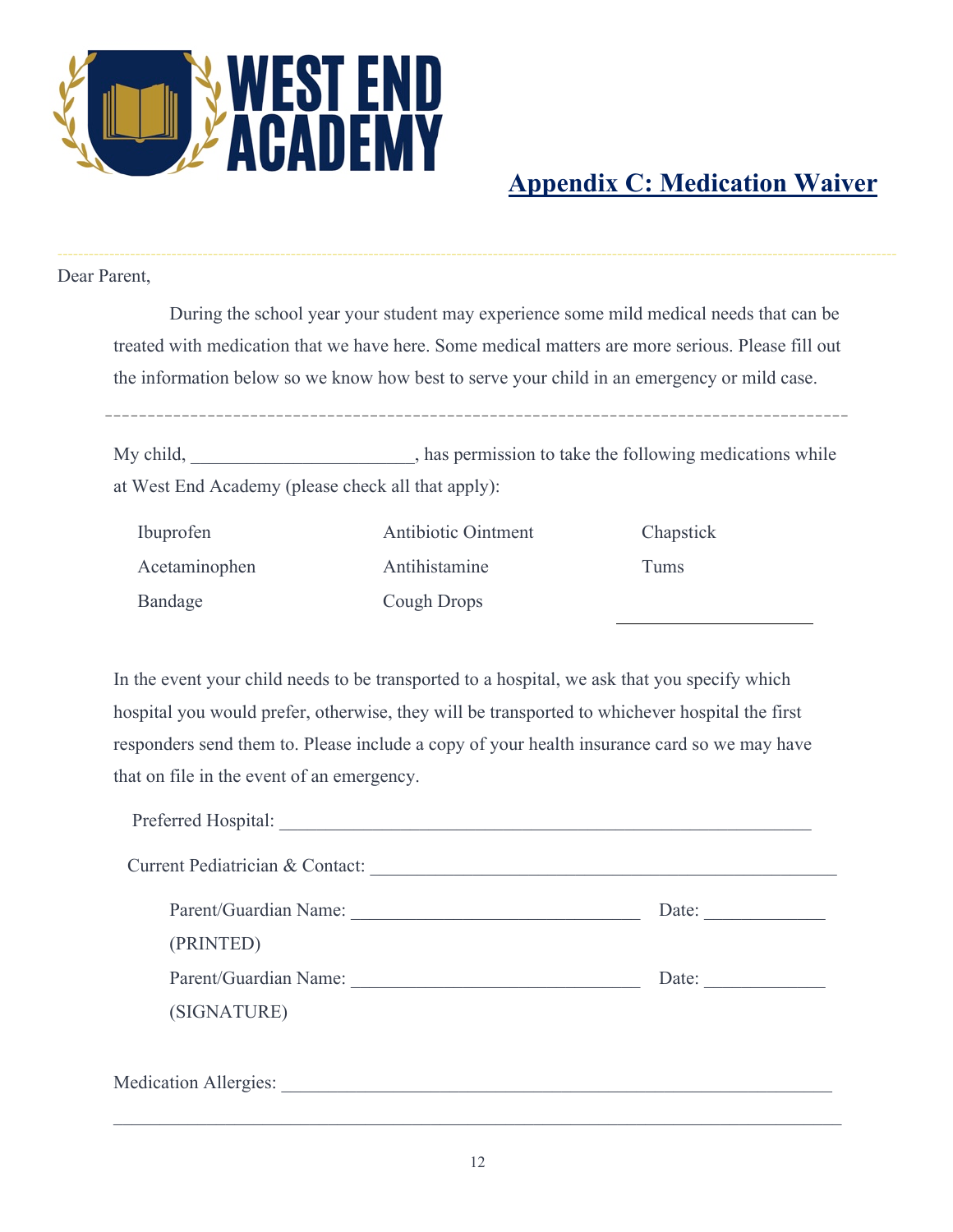WEST END ACADEMY

## Appendix C: Medication Waiver

Dear Parent,

During the school year your student may experience some mild medical needs that can be treated with medication that we have here. Some medical matters are more serious. Please fill out the information below so we know how best to serve your child in an emergency or mild case.

---

My child, _______________________, has permission to take the following medications while at West End Academy (please check all that apply):

| | | |
|---|---|---|
| Ibuprofen | Antibiotic Ointment | Chapstick |
| Acetaminophen | Antihistamine | Tums |
| Bandage | Cough Drops | _____________________ |

In the event your child needs to be transported to a hospital, we ask that you specify which hospital you would prefer, otherwise, they will be transported to whichever hospital the first responders send them to. Please include a copy of your health insurance card so we may have that on file in the event of an emergency.

Preferred Hospital: _______________________________________________________

Current Pediatrician & Contact: ___________________________________________

Parent/Guardian Name: _______________________________ Date: _____________
(PRINTED)

Parent/Guardian Name: _______________________________ Date: _____________
(SIGNATURE)

Medication Allergies: _______________________________________________________

_____________________________________________________________________________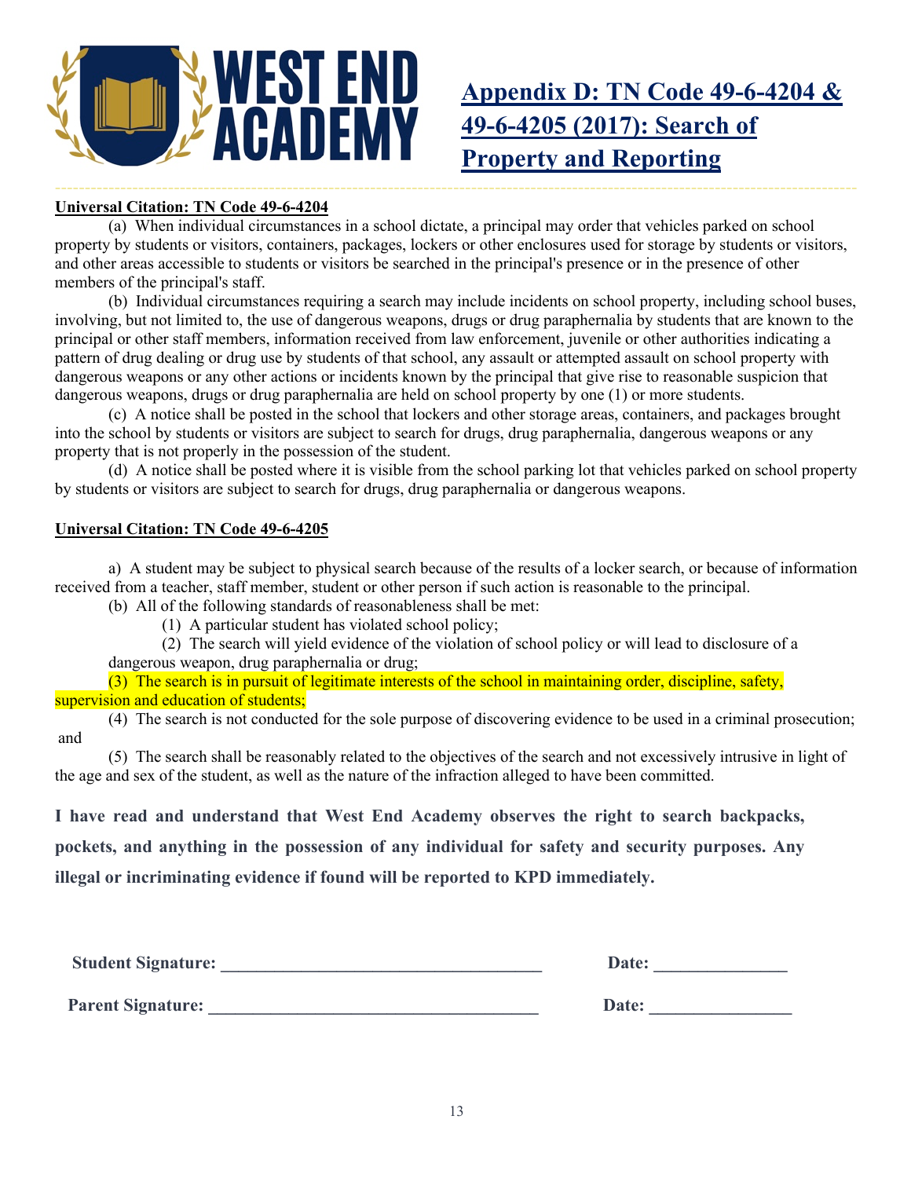# Appendix D: TN Code 49-6-4204 & 49-6-4205 (2017): Search of Property and Reporting

**Universal Citation: TN Code 49-6-4204**

(a) When individual circumstances in a school dictate, a principal may order that vehicles parked on school property by students or visitors, containers, packages, lockers or other enclosures used for storage by students or visitors, and other areas accessible to students or visitors be searched in the principal's presence or in the presence of other members of the principal's staff.

(b) Individual circumstances requiring a search may include incidents on school property, including school buses, involving, but not limited to, the use of dangerous weapons, drugs or drug paraphernalia by students that are known to the principal or other staff members, information received from law enforcement, juvenile or other authorities indicating a pattern of drug dealing or drug use by students of that school, any assault or attempted assault on school property with dangerous weapons or any other actions or incidents known by the principal that give rise to reasonable suspicion that dangerous weapons, drugs or drug paraphernalia are held on school property by one (1) or more students.

(c) A notice shall be posted in the school that lockers and other storage areas, containers, and packages brought into the school by students or visitors are subject to search for drugs, drug paraphernalia, dangerous weapons or any property that is not properly in the possession of the student.

(d) A notice shall be posted where it is visible from the school parking lot that vehicles parked on school property by students or visitors are subject to search for drugs, drug paraphernalia or dangerous weapons.

**Universal Citation: TN Code 49-6-4205**

a) A student may be subject to physical search because of the results of a locker search, or because of information received from a teacher, staff member, student or other person if such action is reasonable to the principal.

(b) All of the following standards of reasonableness shall be met:

(1) A particular student has violated school policy;

(2) The search will yield evidence of the violation of school policy or will lead to disclosure of a dangerous weapon, drug paraphernalia or drug;

(3) The search is in pursuit of legitimate interests of the school in maintaining order, discipline, safety, supervision and education of students;

(4) The search is not conducted for the sole purpose of discovering evidence to be used in a criminal prosecution; and

(5) The search shall be reasonably related to the objectives of the search and not excessively intrusive in light of the age and sex of the student, as well as the nature of the infraction alleged to have been committed.

**I have read and understand that West End Academy observes the right to search backpacks, pockets, and anything in the possession of any individual for safety and security purposes. Any illegal or incriminating evidence if found will be reported to KPD immediately.**

**Student Signature:** ____________________________________ **Date:** _______________

**Parent Signature:** ____________________________________ **Date:** ________________